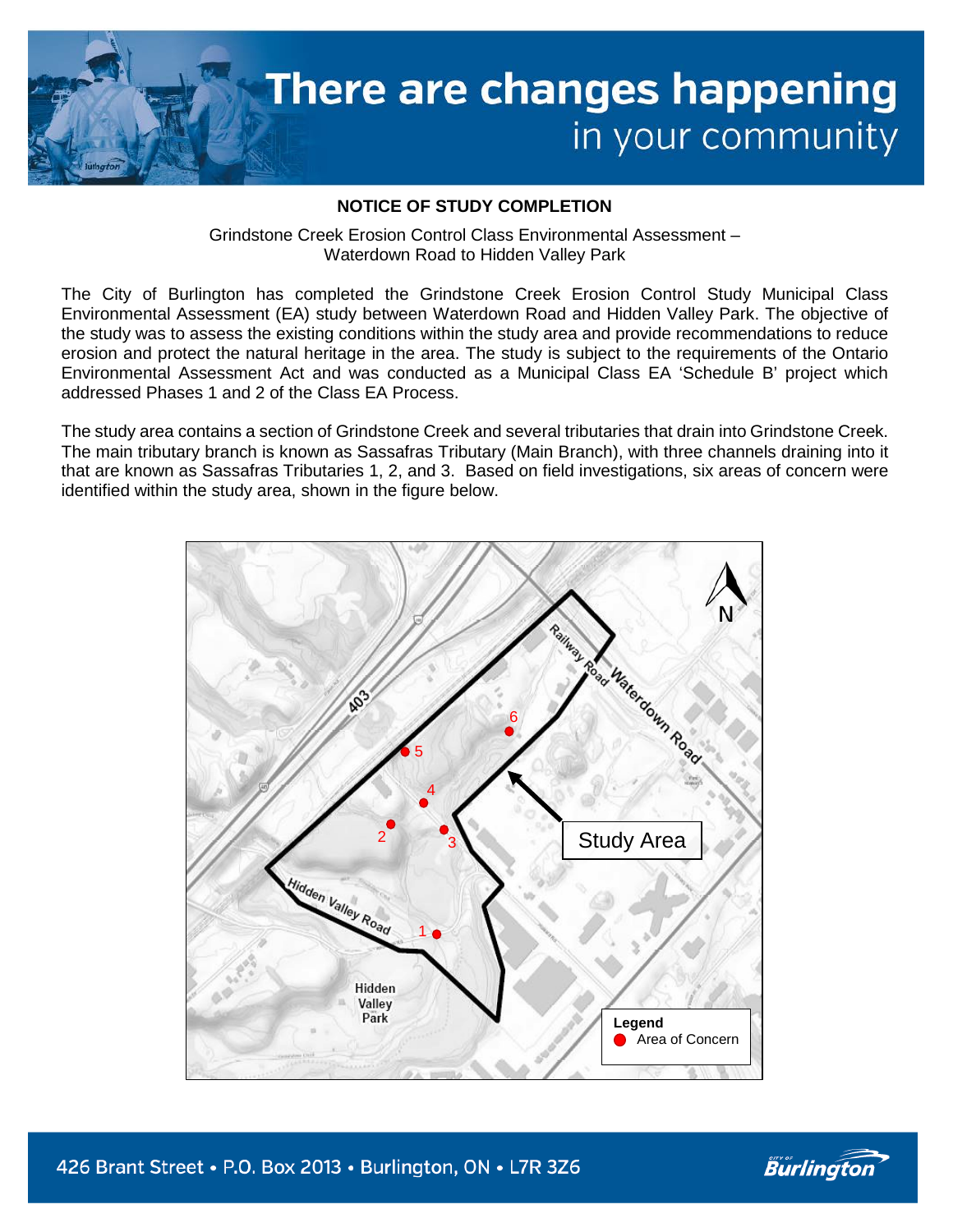# There are changes happening in your community

**NOTICE OF STUDY COMPLETION**

Grindstone Creek Erosion Control Class Environmental Assessment –
Waterdown Road to Hidden Valley Park

The City of Burlington has completed the Grindstone Creek Erosion Control Study Municipal Class Environmental Assessment (EA) study between Waterdown Road and Hidden Valley Park. The objective of the study was to assess the existing conditions within the study area and provide recommendations to reduce erosion and protect the natural heritage in the area. The study is subject to the requirements of the Ontario Environmental Assessment Act and was conducted as a Municipal Class EA 'Schedule B' project which addressed Phases 1 and 2 of the Class EA Process.

The study area contains a section of Grindstone Creek and several tributaries that drain into Grindstone Creek. The main tributary branch is known as Sassafras Tributary (Main Branch), with three channels draining into it that are known as Sassafras Tributaries 1, 2, and 3. Based on field investigations, six areas of concern were identified within the study area, shown in the figure below.

426 Brant Street • P.O. Box 2013 • Burlington, ON • L7R 3Z6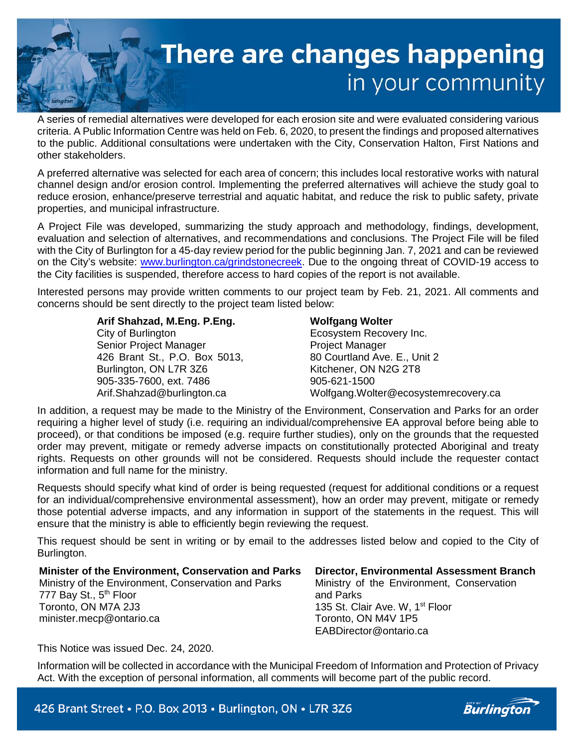# There are changes happening in your community

A series of remedial alternatives were developed for each erosion site and were evaluated considering various criteria. A Public Information Centre was held on Feb. 6, 2020, to present the findings and proposed alternatives to the public. Additional consultations were undertaken with the City, Conservation Halton, First Nations and other stakeholders.

A preferred alternative was selected for each area of concern; this includes local restorative works with natural channel design and/or erosion control. Implementing the preferred alternatives will achieve the study goal to reduce erosion, enhance/preserve terrestrial and aquatic habitat, and reduce the risk to public safety, private properties, and municipal infrastructure.

A Project File was developed, summarizing the study approach and methodology, findings, development, evaluation and selection of alternatives, and recommendations and conclusions. The Project File will be filed with the City of Burlington for a 45-day review period for the public beginning Jan. 7, 2021 and can be reviewed on the City's website: [www.burlington.ca/grindstonecreek](www.burlington.ca/grindstonecreek). Due to the ongoing threat of COVID-19 access to the City facilities is suspended, therefore access to hard copies of the report is not available.

Interested persons may provide written comments to our project team by Feb. 21, 2021. All comments and concerns should be sent directly to the project team listed below:

**Arif Shahzad, M.Eng. P.Eng.**
City of Burlington
Senior Project Manager
426 Brant St., P.O. Box 5013,
Burlington, ON L7R 3Z6
905-335-7600, ext. 7486
Arif.Shahzad@burlington.ca

**Wolfgang Wolter**
Ecosystem Recovery Inc.
Project Manager
80 Courtland Ave. E., Unit 2
Kitchener, ON N2G 2T8
905-621-1500
Wolfgang.Wolter@ecosystemrecovery.ca

In addition, a request may be made to the Ministry of the Environment, Conservation and Parks for an order requiring a higher level of study (i.e. requiring an individual/comprehensive EA approval before being able to proceed), or that conditions be imposed (e.g. require further studies), only on the grounds that the requested order may prevent, mitigate or remedy adverse impacts on constitutionally protected Aboriginal and treaty rights. Requests on other grounds will not be considered. Requests should include the requester contact information and full name for the ministry.

Requests should specify what kind of order is being requested (request for additional conditions or a request for an individual/comprehensive environmental assessment), how an order may prevent, mitigate or remedy those potential adverse impacts, and any information in support of the statements in the request. This will ensure that the ministry is able to efficiently begin reviewing the request.

This request should be sent in writing or by email to the addresses listed below and copied to the City of Burlington.

**Minister of the Environment, Conservation and Parks**
Ministry of the Environment, Conservation and Parks
777 Bay St., 5th Floor
Toronto, ON M7A 2J3
minister.mecp@ontario.ca

**Director, Environmental Assessment Branch**
Ministry of the Environment, Conservation and Parks
135 St. Clair Ave. W, 1st Floor
Toronto, ON M4V 1P5
EABDirector@ontario.ca

This Notice was issued Dec. 24, 2020.

Information will be collected in accordance with the Municipal Freedom of Information and Protection of Privacy Act. With the exception of personal information, all comments will become part of the public record.

426 Brant Street • P.O. Box 2013 • Burlington, ON • L7R 3Z6

Burlington